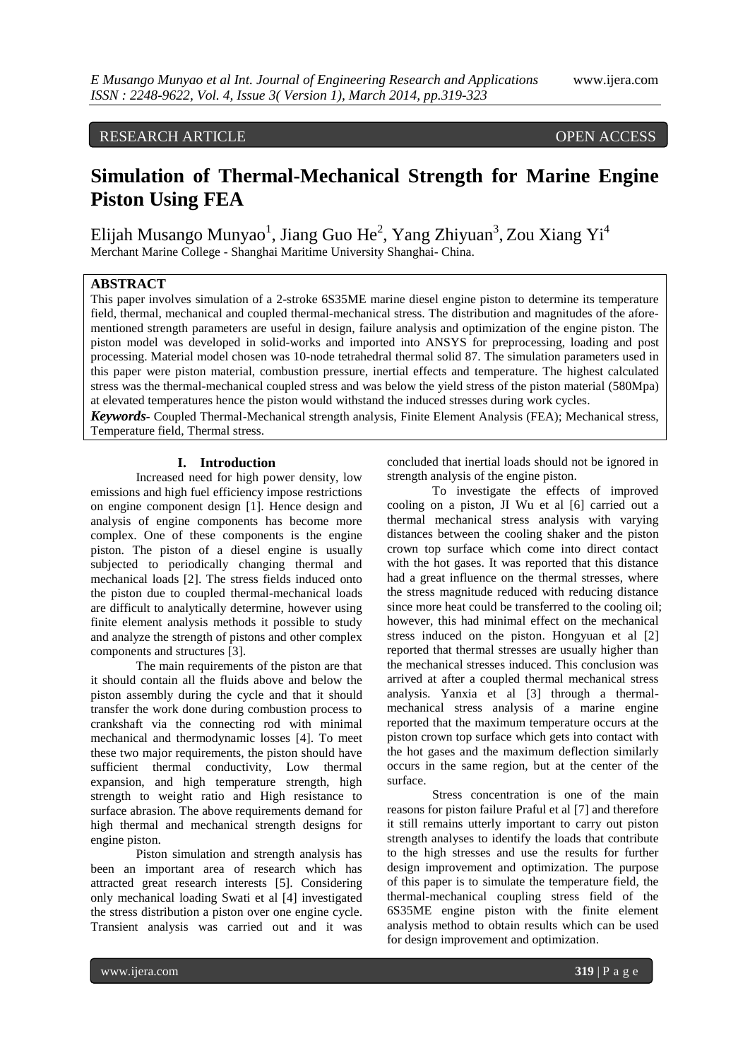RESEARCH ARTICLE OPEN ACCESS

# Simulation of Thermal-Mechanical Strength for Marine Engine Piston Using FEA

Elijah Musango Munyao[1], Jiang Guo He[2], Yang Zhiyuan[3], Zou Xiang Yi[4]

Merchant Marine College - Shanghai Maritime University Shanghai- China.

## ABSTRACT

This paper involves simulation of a 2-stroke 6S35ME marine diesel engine piston to determine its temperature field, thermal, mechanical and coupled thermal-mechanical stress. The distribution and magnitudes of the afore-mentioned strength parameters are useful in design, failure analysis and optimization of the engine piston. The piston model was developed in solid-works and imported into ANSYS for preprocessing, loading and post processing. Material model chosen was 10-node tetrahedral thermal solid 87. The simulation parameters used in this paper were piston material, combustion pressure, inertial effects and temperature. The highest calculated stress was the thermal-mechanical coupled stress and was below the yield stress of the piston material (580Mpa) at elevated temperatures hence the piston would withstand the induced stresses during work cycles.

***Keywords*****-** Coupled Thermal-Mechanical strength analysis, Finite Element Analysis (FEA); Mechanical stress, Temperature field, Thermal stress.

## I. Introduction

Increased need for high power density, low emissions and high fuel efficiency impose restrictions on engine component design [1]. Hence design and analysis of engine components has become more complex. One of these components is the engine piston. The piston of a diesel engine is usually subjected to periodically changing thermal and mechanical loads [2]. The stress fields induced onto the piston due to coupled thermal-mechanical loads are difficult to analytically determine, however using finite element analysis methods it possible to study and analyze the strength of pistons and other complex components and structures [3].

The main requirements of the piston are that it should contain all the fluids above and below the piston assembly during the cycle and that it should transfer the work done during combustion process to crankshaft via the connecting rod with minimal mechanical and thermodynamic losses [4]. To meet these two major requirements, the piston should have sufficient thermal conductivity, Low thermal expansion, and high temperature strength, high strength to weight ratio and High resistance to surface abrasion. The above requirements demand for high thermal and mechanical strength designs for engine piston.

Piston simulation and strength analysis has been an important area of research which has attracted great research interests [5]. Considering only mechanical loading Swati et al [4] investigated the stress distribution a piston over one engine cycle. Transient analysis was carried out and it was concluded that inertial loads should not be ignored in strength analysis of the engine piston.

To investigate the effects of improved cooling on a piston, JI Wu et al [6] carried out a thermal mechanical stress analysis with varying distances between the cooling shaker and the piston crown top surface which come into direct contact with the hot gases. It was reported that this distance had a great influence on the thermal stresses, where the stress magnitude reduced with reducing distance since more heat could be transferred to the cooling oil; however, this had minimal effect on the mechanical stress induced on the piston. Hongyuan et al [2] reported that thermal stresses are usually higher than the mechanical stresses induced. This conclusion was arrived at after a coupled thermal mechanical stress analysis. Yanxia et al [3] through a thermal-mechanical stress analysis of a marine engine reported that the maximum temperature occurs at the piston crown top surface which gets into contact with the hot gases and the maximum deflection similarly occurs in the same region, but at the center of the surface.

Stress concentration is one of the main reasons for piston failure Praful et al [7] and therefore it still remains utterly important to carry out piston strength analyses to identify the loads that contribute to the high stresses and use the results for further design improvement and optimization. The purpose of this paper is to simulate the temperature field, the thermal-mechanical coupling stress field of the 6S35ME engine piston with the finite element analysis method to obtain results which can be used for design improvement and optimization.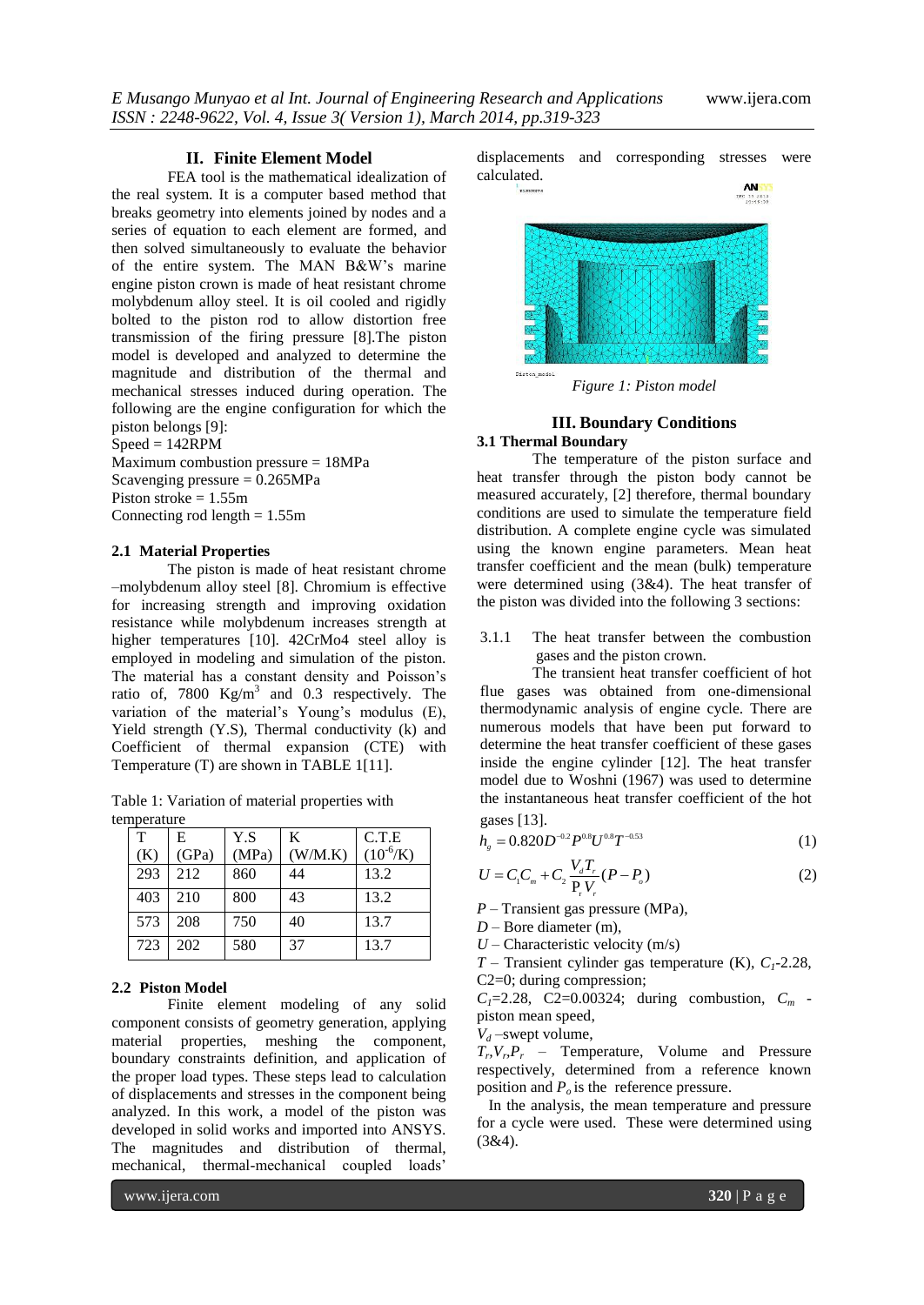## II. Finite Element Model

FEA tool is the mathematical idealization of the real system. It is a computer based method that breaks geometry into elements joined by nodes and a series of equation to each element are formed, and then solved simultaneously to evaluate the behavior of the entire system. The MAN B&W's marine engine piston crown is made of heat resistant chrome molybdenum alloy steel. It is oil cooled and rigidly bolted to the piston rod to allow distortion free transmission of the firing pressure [8].The piston model is developed and analyzed to determine the magnitude and distribution of the thermal and mechanical stresses induced during operation. The following are the engine configuration for which the piston belongs [9]:

Speed = 142RPM
Maximum combustion pressure = 18MPa
Scavenging pressure = 0.265MPa
Piston stroke = 1.55m
Connecting rod length = 1.55m

### 2.1 Material Properties

The piston is made of heat resistant chrome –molybdenum alloy steel [8]. Chromium is effective for increasing strength and improving oxidation resistance while molybdenum increases strength at higher temperatures [10]. 42CrMo4 steel alloy is employed in modeling and simulation of the piston. The material has a constant density and Poisson's ratio of, 7800 Kg/m$^3$ and 0.3 respectively. The variation of the material's Young's modulus (E), Yield strength (Y.S), Thermal conductivity (k) and Coefficient of thermal expansion (CTE) with Temperature (T) are shown in TABLE 1[11].

Table 1: Variation of material properties with temperature

| T (K) | E (GPa) | Y.S (MPa) | K (W/M.K) | C.T.E ($10^{-6}$/K) |
|---|---|---|---|---|
| 293 | 212 | 860 | 44 | 13.2 |
| 403 | 210 | 800 | 43 | 13.2 |
| 573 | 208 | 750 | 40 | 13.7 |
| 723 | 202 | 580 | 37 | 13.7 |

### 2.2 Piston Model

Finite element modeling of any solid component consists of geometry generation, applying material properties, meshing the component, boundary constraints definition, and application of the proper load types. These steps lead to calculation of displacements and stresses in the component being analyzed. In this work, a model of the piston was developed in solid works and imported into ANSYS. The magnitudes and distribution of thermal, mechanical, thermal-mechanical coupled loads' displacements and corresponding stresses were calculated.

*Figure 1: Piston model*

## III. Boundary Conditions

### 3.1 Thermal Boundary

The temperature of the piston surface and heat transfer through the piston body cannot be measured accurately, [2] therefore, thermal boundary conditions are used to simulate the temperature field distribution. A complete engine cycle was simulated using the known engine parameters. Mean heat transfer coefficient and the mean (bulk) temperature were determined using (3&4). The heat transfer of the piston was divided into the following 3 sections:

3.1.1 The heat transfer between the combustion gases and the piston crown.

The transient heat transfer coefficient of hot flue gases was obtained from one-dimensional thermodynamic analysis of engine cycle. There are numerous models that have been put forward to determine the heat transfer coefficient of these gases inside the engine cylinder [12]. The heat transfer model due to Woshni (1967) was used to determine the instantaneous heat transfer coefficient of the hot gases [13].

$$h_g = 0.820 D^{-0.2} P^{0.8} U^{0.8} T^{-0.53} \quad (1)$$

$$U = C_1 C_m + C_2 \frac{V_d T_r}{P_r V_r}(P - P_o) \quad (2)$$

$P$ – Transient gas pressure (MPa),
$D$ – Bore diameter (m),
$U$ – Characteristic velocity (m/s)
$T$ – Transient cylinder gas temperature (K), $C_1$-2.28, C2=0; during compression;
$C_1$=2.28, C2=0.00324; during combustion, $C_m$ - piston mean speed,
$V_d$ –swept volume,
$T_r$,$V_r$,$P_r$ – Temperature, Volume and Pressure respectively, determined from a reference known position and $P_o$ is the reference pressure.

In the analysis, the mean temperature and pressure for a cycle were used. These were determined using (3&4).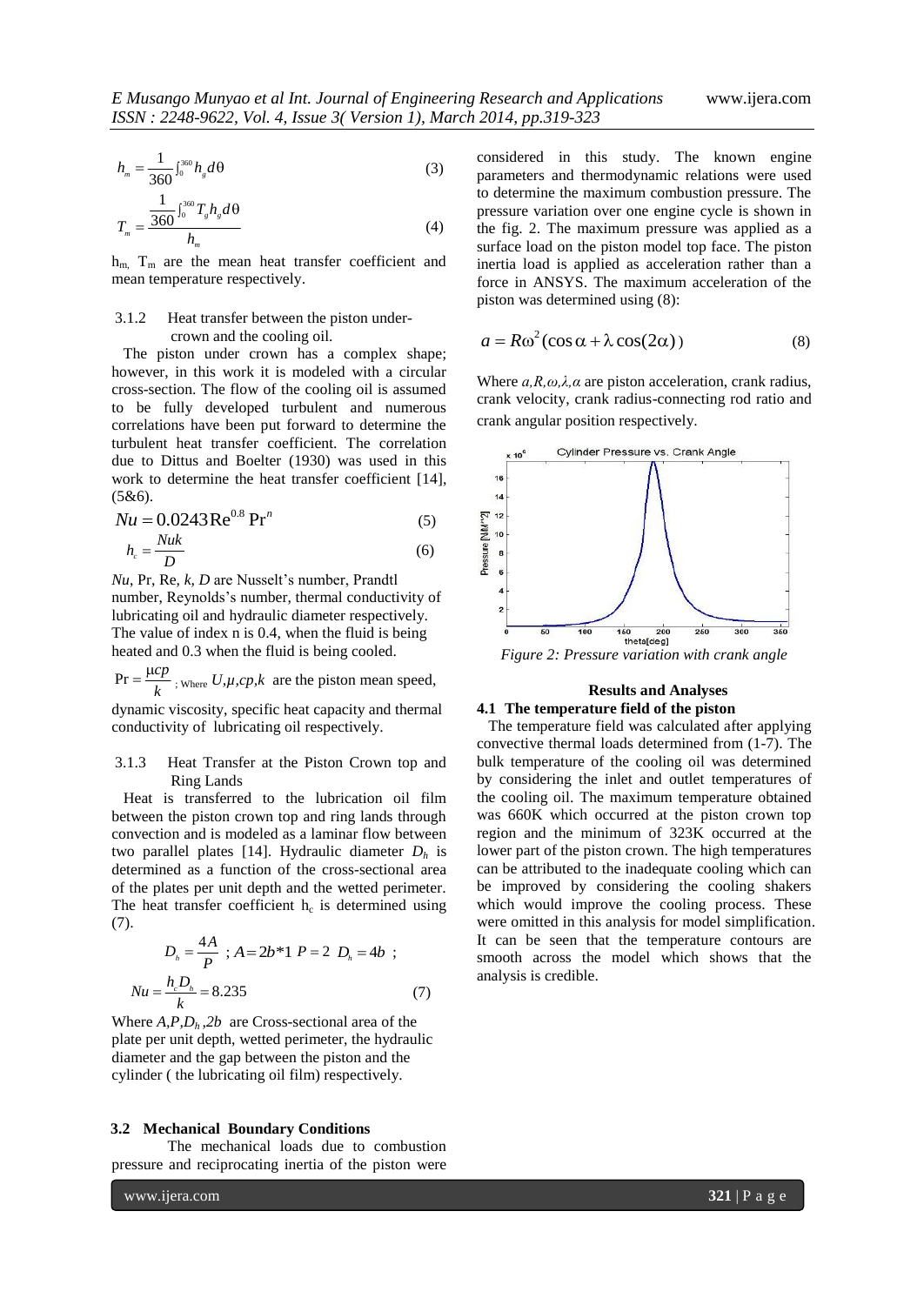$$h_m = \frac{1}{360}\int_0^{360} h_g d\theta \tag{3}$$

$$T_m = \frac{\frac{1}{360}\int_0^{360} T_g h_g d\theta}{h_m} \tag{4}$$

$h_m$, $T_m$ are the mean heat transfer coefficient and mean temperature respectively.

### 3.1.2 Heat transfer between the piston under-crown and the cooling oil.

The piston under crown has a complex shape; however, in this work it is modeled with a circular cross-section. The flow of the cooling oil is assumed to be fully developed turbulent and numerous correlations have been put forward to determine the turbulent heat transfer coefficient. The correlation due to Dittus and Boelter (1930) was used in this work to determine the heat transfer coefficient [14], (5&6).

$$Nu = 0.0243\text{Re}^{0.8}\,\text{Pr}^{n} \tag{5}$$

$$h_c = \frac{Nuk}{D} \tag{6}$$

*Nu*, Pr, Re, *k, D* are Nusselt's number, Prandtl number, Reynolds's number, thermal conductivity of lubricating oil and hydraulic diameter respectively. The value of index n is 0.4, when the fluid is being heated and 0.3 when the fluid is being cooled.

$\text{Pr} = \frac{\mu cp}{k}$ ; Where $U, \mu, cp, k$ are the piston mean speed, dynamic viscosity, specific heat capacity and thermal conductivity of lubricating oil respectively.

### 3.1.3 Heat Transfer at the Piston Crown top and Ring Lands

Heat is transferred to the lubrication oil film between the piston crown top and ring lands through convection and is modeled as a laminar flow between two parallel plates [14]. Hydraulic diameter $D_h$ is determined as a function of the cross-sectional area of the plates per unit depth and the wetted perimeter. The heat transfer coefficient $h_c$ is determined using (7).

$$D_h = \frac{4A}{P}\ ;\ A = 2b*1\ P = 2\ D_h = 4b\ ;$$

$$Nu = \frac{h_c D_h}{k} = 8.235 \tag{7}$$

Where $A, P, D_h, 2b$ are Cross-sectional area of the plate per unit depth, wetted perimeter, the hydraulic diameter and the gap between the piston and the cylinder ( the lubricating oil film) respectively.

### 3.2 Mechanical Boundary Conditions

The mechanical loads due to combustion pressure and reciprocating inertia of the piston were considered in this study. The known engine parameters and thermodynamic relations were used to determine the maximum combustion pressure. The pressure variation over one engine cycle is shown in the fig. 2. The maximum pressure was applied as a surface load on the piston model top face. The piston inertia load is applied as acceleration rather than a force in ANSYS. The maximum acceleration of the piston was determined using (8):

$$a = R\omega^2(\cos\alpha + \lambda\cos(2\alpha)) \tag{8}$$

Where $a, R, \omega, \lambda, \alpha$ are piston acceleration, crank radius, crank velocity, crank radius-connecting rod ratio and crank angular position respectively.

*Figure 2: Pressure variation with crank angle*

## Results and Analyses

### 4.1 The temperature field of the piston

The temperature field was calculated after applying convective thermal loads determined from (1-7). The bulk temperature of the cooling oil was determined by considering the inlet and outlet temperatures of the cooling oil. The maximum temperature obtained was 660K which occurred at the piston crown top region and the minimum of 323K occurred at the lower part of the piston crown. The high temperatures can be attributed to the inadequate cooling which can be improved by considering the cooling shakers which would improve the cooling process. These were omitted in this analysis for model simplification. It can be seen that the temperature contours are smooth across the model which shows that the analysis is credible.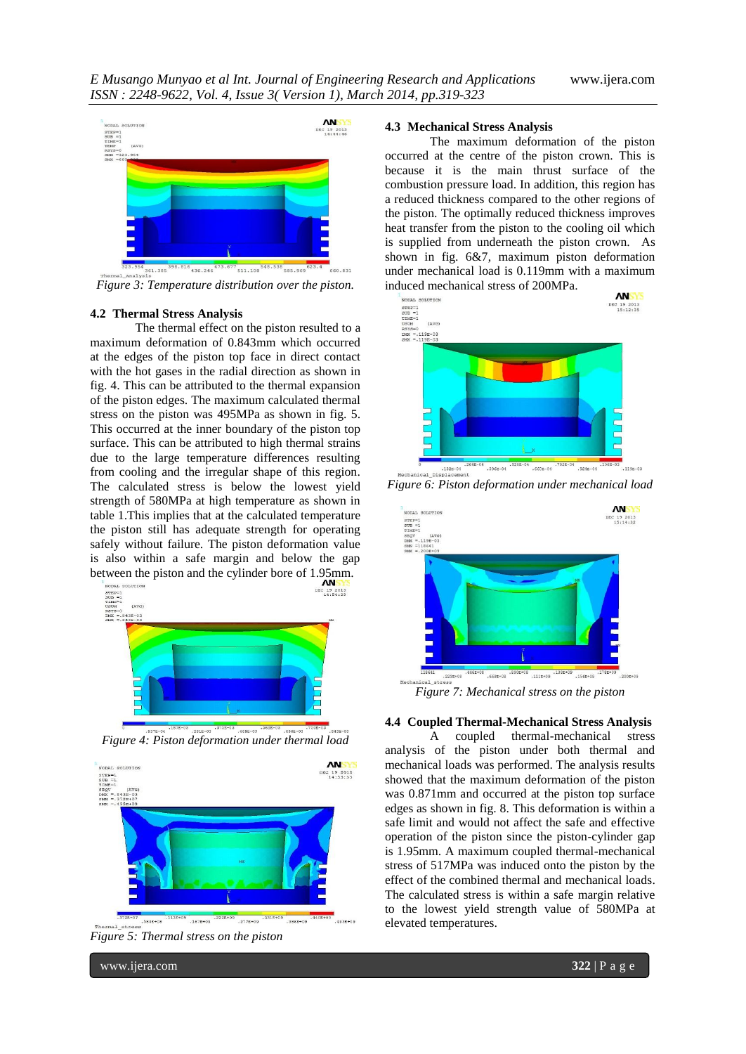Figure 3: Temperature distribution over the piston.

### 4.2 Thermal Stress Analysis

The thermal effect on the piston resulted to a maximum deformation of 0.843mm which occurred at the edges of the piston top face in direct contact with the hot gases in the radial direction as shown in fig. 4. This can be attributed to the thermal expansion of the piston edges. The maximum calculated thermal stress on the piston was 495MPa as shown in fig. 5. This occurred at the inner boundary of the piston top surface. This can be attributed to high thermal strains due to the large temperature differences resulting from cooling and the irregular shape of this region. The calculated stress is below the lowest yield strength of 580MPa at high temperature as shown in table 1.This implies that at the calculated temperature the piston still has adequate strength for operating safely without failure. The piston deformation value is also within a safe margin and below the gap between the piston and the cylinder bore of 1.95mm.

Figure 4: Piston deformation under thermal load

Figure 5: Thermal stress on the piston

### 4.3 Mechanical Stress Analysis

The maximum deformation of the piston occurred at the centre of the piston crown. This is because it is the main thrust surface of the combustion pressure load. In addition, this region has a reduced thickness compared to the other regions of the piston. The optimally reduced thickness improves heat transfer from the piston to the cooling oil which is supplied from underneath the piston crown. As shown in fig. 6&7, maximum piston deformation under mechanical load is 0.119mm with a maximum induced mechanical stress of 200MPa.

Figure 6: Piston deformation under mechanical load

Figure 7: Mechanical stress on the piston

### 4.4 Coupled Thermal-Mechanical Stress Analysis

A coupled thermal-mechanical stress analysis of the piston under both thermal and mechanical loads was performed. The analysis results showed that the maximum deformation of the piston was 0.871mm and occurred at the piston top surface edges as shown in fig. 8. This deformation is within a safe limit and would not affect the safe and effective operation of the piston since the piston-cylinder gap is 1.95mm. A maximum coupled thermal-mechanical stress of 517MPa was induced onto the piston by the effect of the combined thermal and mechanical loads. The calculated stress is within a safe margin relative to the lowest yield strength value of 580MPa at elevated temperatures.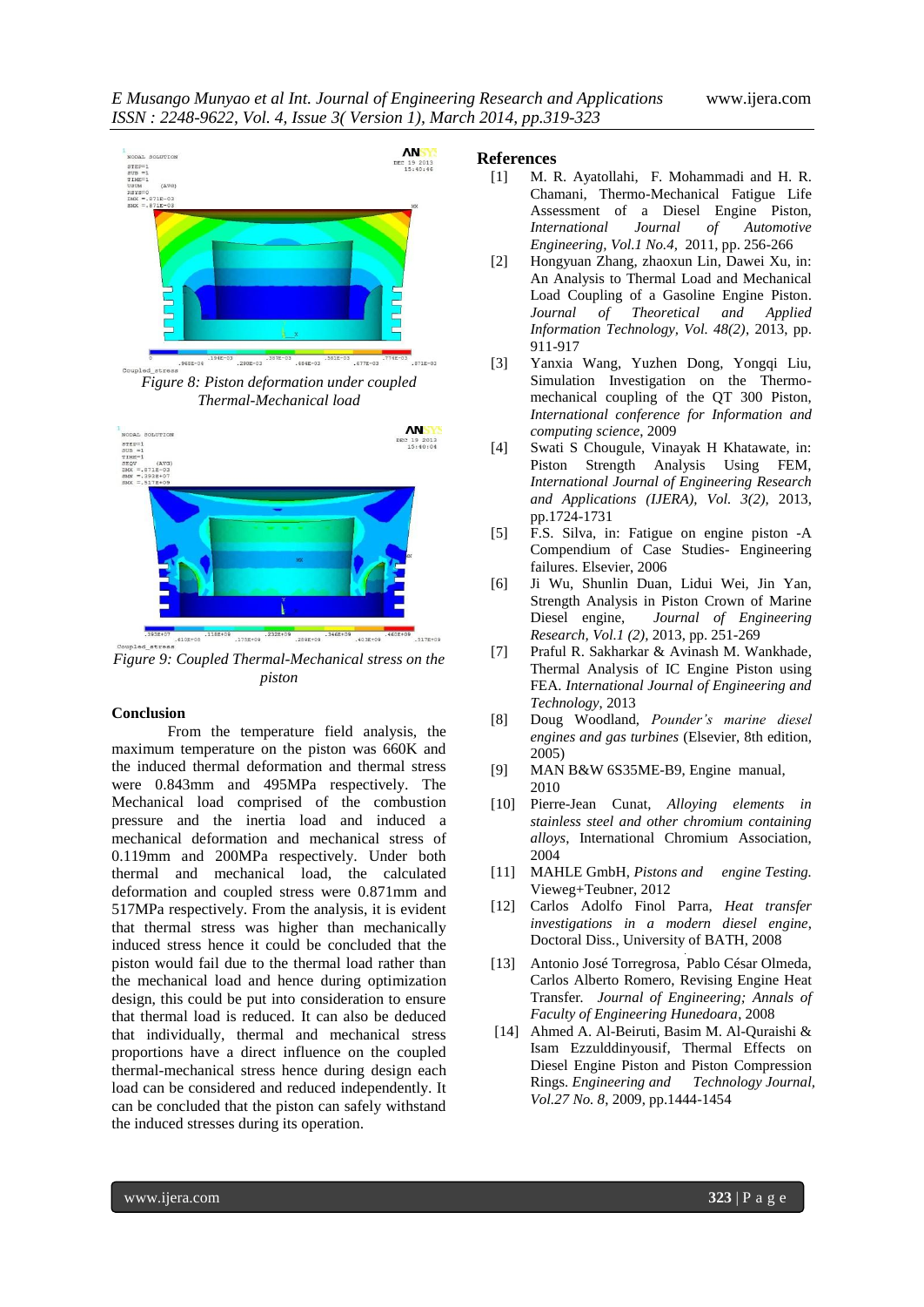NODAL SOLUTION
STEP=1
SUB =1
TIME=1
USUM (AVG)
RSYS=0
DMX =.871E-03
SMX =.871E-03

ANSYS
DEC 19 2013
15:40:46

MX

0 .968E-04 .194E-03 .290E-03 .387E-03 .484E-03 .581E-03 .677E-03 .774E-03 .871E-03

Coupled_stress

Figure 8: Piston deformation under coupled Thermal-Mechanical load

NODAL SOLUTION
STEP=1
SUB =1
TIME=1
SEQV (AVG)
DMX =.871E-03
SMN =.393E+07
SMX =.517E+09

ANSYS
DEC 19 2013
15:40:04

MX

MN

.393E+07 .610E+08 .118E+09 .175E+09 .232E+09 .289E+09 .346E+09 .403E+09 .460E+09 .517E+09

Coupled_stress

Figure 9: Coupled Thermal-Mechanical stress on the piston

## Conclusion

From the temperature field analysis, the maximum temperature on the piston was 660K and the induced thermal deformation and thermal stress were 0.843mm and 495MPa respectively. The Mechanical load comprised of the combustion pressure and the inertia load and induced a mechanical deformation and mechanical stress of 0.119mm and 200MPa respectively. Under both thermal and mechanical load, the calculated deformation and coupled stress were 0.871mm and 517MPa respectively. From the analysis, it is evident that thermal stress was higher than mechanically induced stress hence it could be concluded that the piston would fail due to the thermal load rather than the mechanical load and hence during optimization design, this could be put into consideration to ensure that thermal load is reduced. It can also be deduced that individually, thermal and mechanical stress proportions have a direct influence on the coupled thermal-mechanical stress hence during design each load can be considered and reduced independently. It can be concluded that the piston can safely withstand the induced stresses during its operation.

## References

[1] M. R. Ayatollahi, F. Mohammadi and H. R. Chamani, Thermo-Mechanical Fatigue Life Assessment of a Diesel Engine Piston, *International Journal of Automotive Engineering, Vol.1 No.4,* 2011, pp. 256-266

[2] Hongyuan Zhang, zhaoxun Lin, Dawei Xu, in: An Analysis to Thermal Load and Mechanical Load Coupling of a Gasoline Engine Piston. *Journal of Theoretical and Applied Information Technology, Vol. 48(2)*, 2013, pp. 911-917

[3] Yanxia Wang, Yuzhen Dong, Yongqi Liu, Simulation Investigation on the Thermo-mechanical coupling of the QT 300 Piston, *International conference for Information and computing science*, 2009

[4] Swati S Chougule, Vinayak H Khatawate, in: Piston Strength Analysis Using FEM, *International Journal of Engineering Research and Applications (IJERA), Vol. 3(2)*, 2013, pp.1724-1731

[5] F.S. Silva, in: Fatigue on engine piston -A Compendium of Case Studies- Engineering failures. Elsevier, 2006

[6] Ji Wu, Shunlin Duan, Lidui Wei, Jin Yan, Strength Analysis in Piston Crown of Marine Diesel engine, *Journal of Engineering Research, Vol.1 (2)*, 2013, pp. 251-269

[7] Praful R. Sakharkar & Avinash M. Wankhade, Thermal Analysis of IC Engine Piston using FEA. *International Journal of Engineering and Technology*, 2013

[8] Doug Woodland, *Pounder's marine diesel engines and gas turbines* (Elsevier, 8th edition, 2005)

[9] MAN B&W 6S35ME-B9, Engine manual, 2010

[10] Pierre-Jean Cunat, *Alloying elements in stainless steel and other chromium containing alloys*, International Chromium Association, 2004

[11] MAHLE GmbH, *Pistons and engine Testing.* Vieweg+Teubner, 2012

[12] Carlos Adolfo Finol Parra, *Heat transfer investigations in a modern diesel engine*, Doctoral Diss., University of BATH, 2008

[13] Antonio José Torregrosa, Pablo César Olmeda, Carlos Alberto Romero, Revising Engine Heat Transfer. *Journal of Engineering; Annals of Faculty of Engineering Hunedoara*, 2008

[14] Ahmed A. Al-Beiruti, Basim M. Al-Quraishi & Isam Ezzulddinyousif, Thermal Effects on Diesel Engine Piston and Piston Compression Rings. *Engineering and Technology Journal, Vol.27 No. 8*, 2009, pp.1444-1454